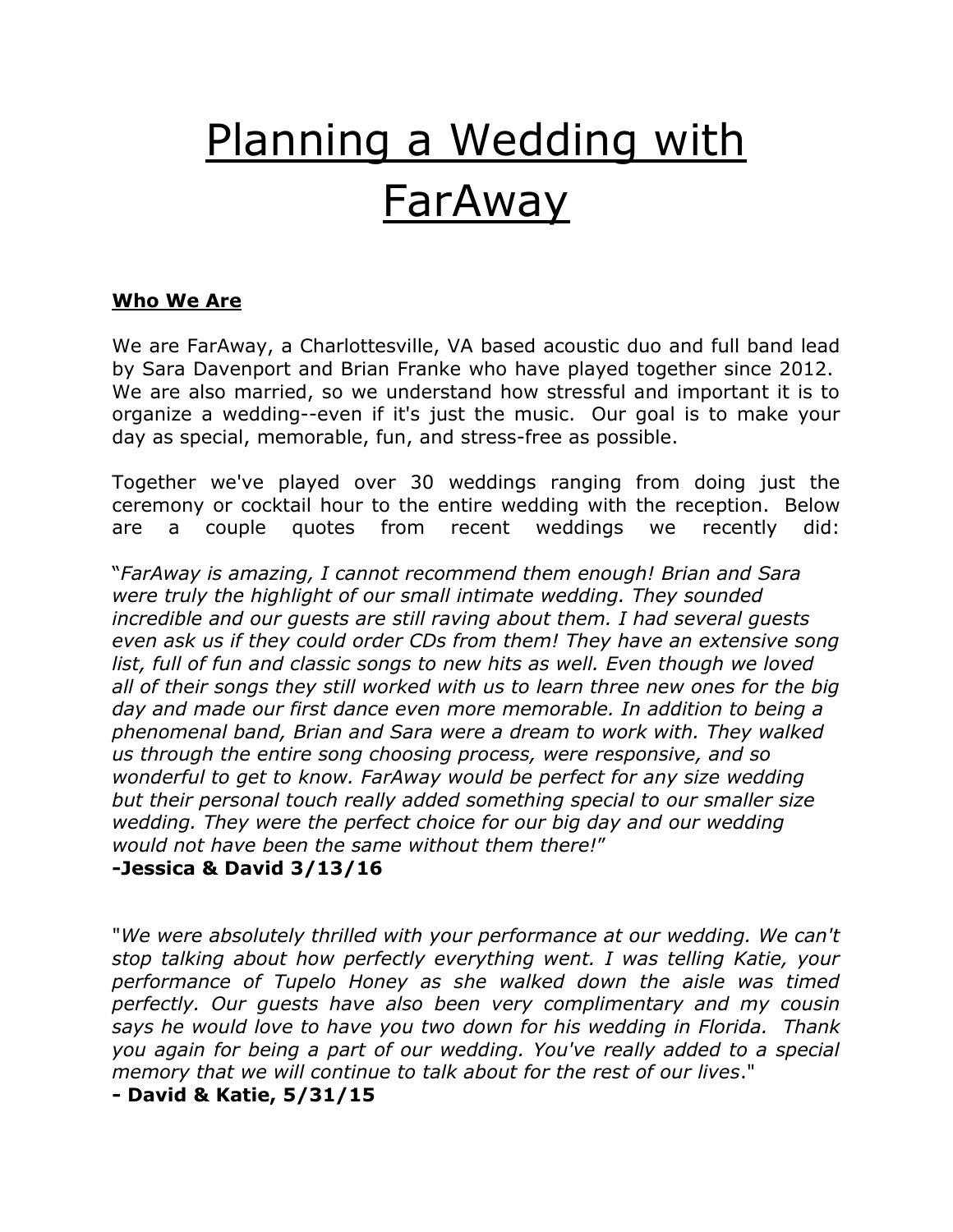# Planning a Wedding with FarAway

**Who We Are**

We are FarAway, a Charlottesville, VA based acoustic duo and full band lead by Sara Davenport and Brian Franke who have played together since 2012. We are also married, so we understand how stressful and important it is to organize a wedding--even if it's just the music. Our goal is to make your day as special, memorable, fun, and stress-free as possible.

Together we've played over 30 weddings ranging from doing just the ceremony or cocktail hour to the entire wedding with the reception. Below are a couple quotes from recent weddings we recently did:

"*FarAway is amazing, I cannot recommend them enough! Brian and Sara were truly the highlight of our small intimate wedding. They sounded incredible and our guests are still raving about them. I had several guests even ask us if they could order CDs from them! They have an extensive song list, full of fun and classic songs to new hits as well. Even though we loved all of their songs they still worked with us to learn three new ones for the big day and made our first dance even more memorable. In addition to being a phenomenal band, Brian and Sara were a dream to work with. They walked us through the entire song choosing process, were responsive, and so wonderful to get to know. FarAway would be perfect for any size wedding but their personal touch really added something special to our smaller size wedding. They were the perfect choice for our big day and our wedding would not have been the same without them there!*"
**-Jessica & David 3/13/16**

"*We were absolutely thrilled with your performance at our wedding. We can't stop talking about how perfectly everything went. I was telling Katie, your performance of Tupelo Honey as she walked down the aisle was timed perfectly. Our guests have also been very complimentary and my cousin says he would love to have you two down for his wedding in Florida. Thank you again for being a part of our wedding. You've really added to a special memory that we will continue to talk about for the rest of our lives*."
**- David & Katie, 5/31/15**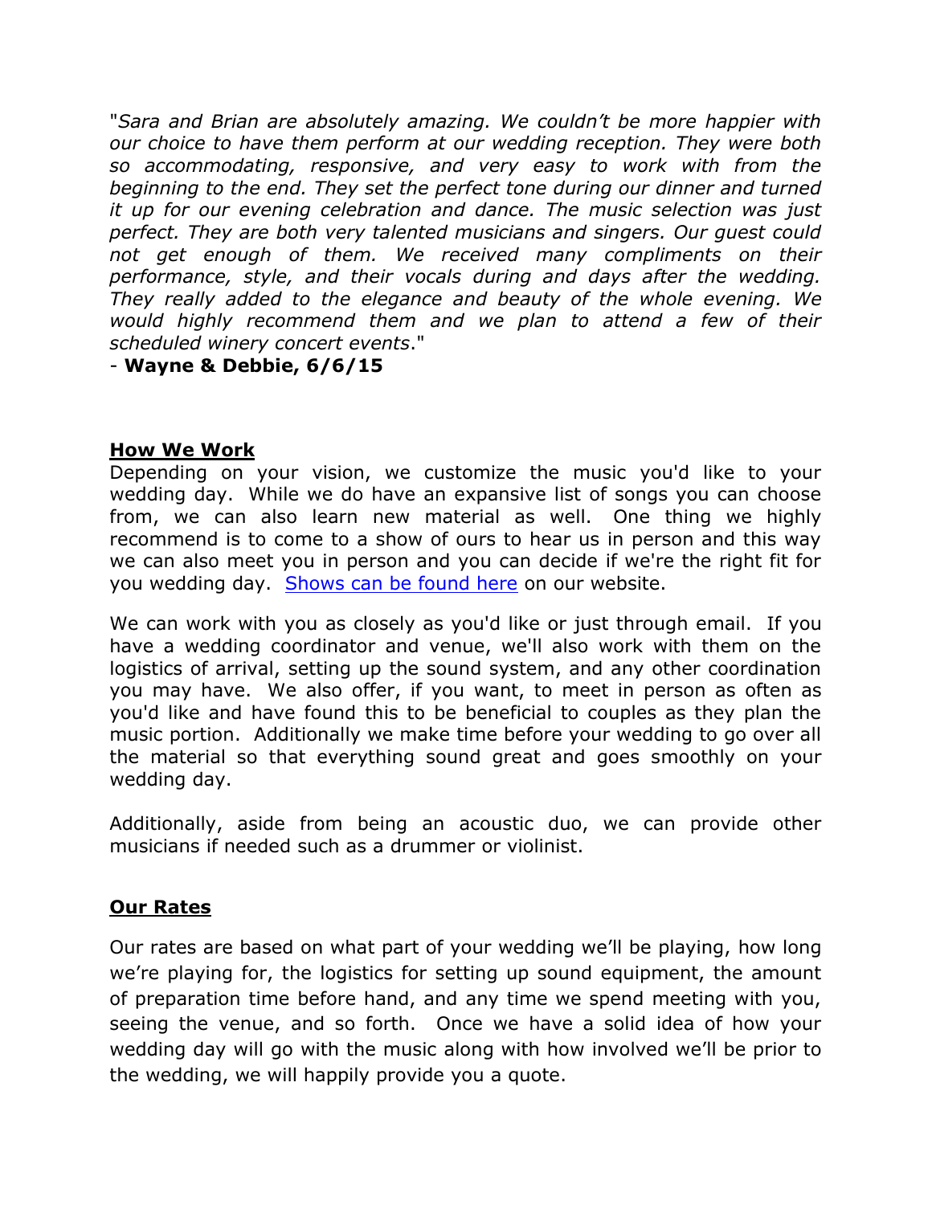"*Sara and Brian are absolutely amazing. We couldn't be more happier with our choice to have them perform at our wedding reception. They were both so accommodating, responsive, and very easy to work with from the beginning to the end. They set the perfect tone during our dinner and turned it up for our evening celebration and dance. The music selection was just perfect. They are both very talented musicians and singers. Our guest could not get enough of them. We received many compliments on their performance, style, and their vocals during and days after the wedding. They really added to the elegance and beauty of the whole evening. We would highly recommend them and we plan to attend a few of their scheduled winery concert events*."

- **Wayne & Debbie, 6/6/15**

## How We Work

Depending on your vision, we customize the music you'd like to your wedding day. While we do have an expansive list of songs you can choose from, we can also learn new material as well. One thing we highly recommend is to come to a show of ours to hear us in person and this way we can also meet you in person and you can decide if we're the right fit for you wedding day. Shows can be found here on our website.

We can work with you as closely as you'd like or just through email. If you have a wedding coordinator and venue, we'll also work with them on the logistics of arrival, setting up the sound system, and any other coordination you may have. We also offer, if you want, to meet in person as often as you'd like and have found this to be beneficial to couples as they plan the music portion. Additionally we make time before your wedding to go over all the material so that everything sound great and goes smoothly on your wedding day.

Additionally, aside from being an acoustic duo, we can provide other musicians if needed such as a drummer or violinist.

## Our Rates

Our rates are based on what part of your wedding we'll be playing, how long we're playing for, the logistics for setting up sound equipment, the amount of preparation time before hand, and any time we spend meeting with you, seeing the venue, and so forth. Once we have a solid idea of how your wedding day will go with the music along with how involved we'll be prior to the wedding, we will happily provide you a quote.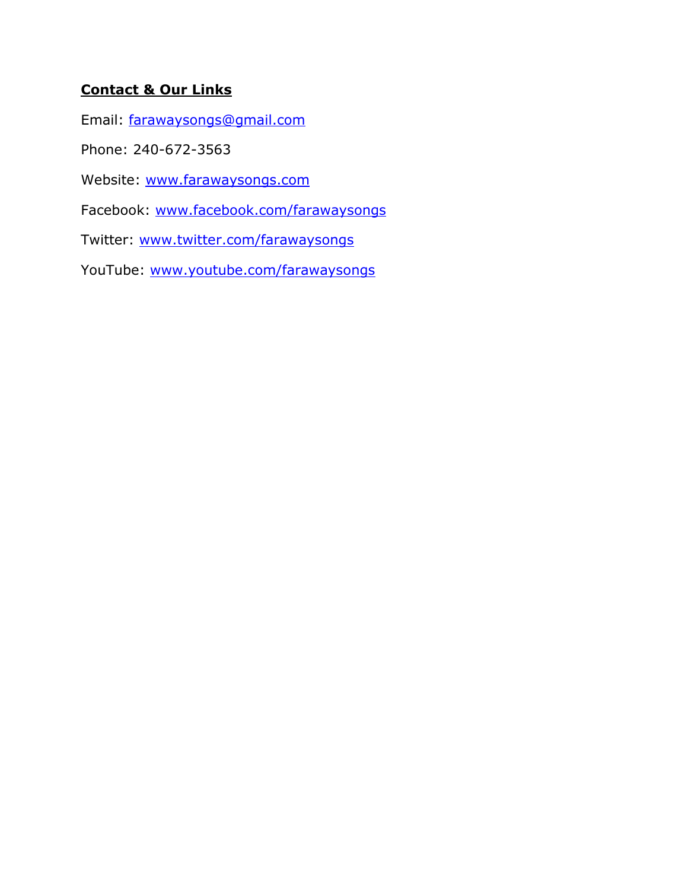**Contact & Our Links**

Email: faraway­songs@gmail.com

Phone: 240-672-3563

Website: www.farawaysongs.com

Facebook: www.facebook.com/farawaysongs

Twitter: www.twitter.com/farawaysongs

YouTube: www.youtube.com/farawaysongs